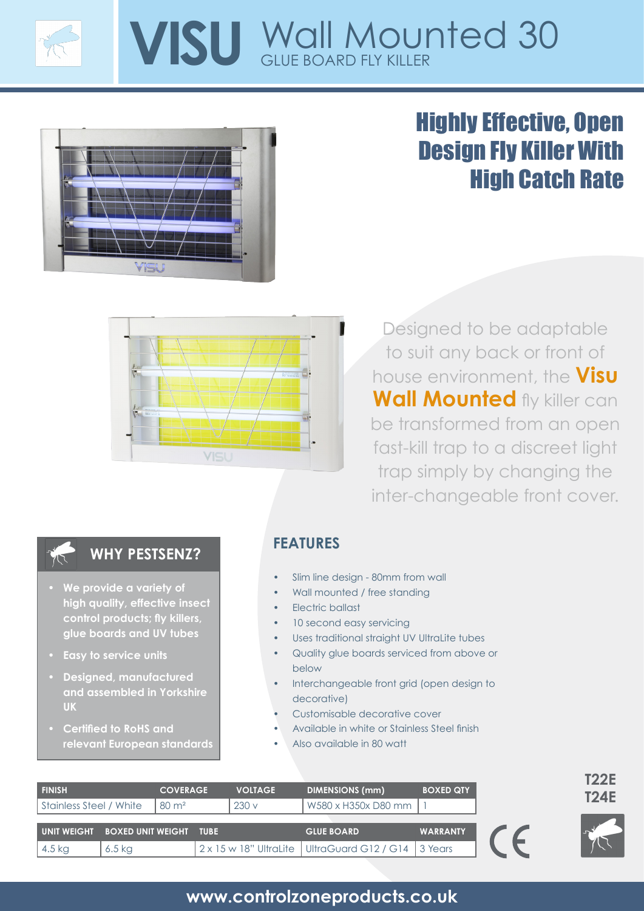# VISU Wall Mounted 30

GLUE BOARD FLY KILLER

## Highly Effective, Open Design Fly Killer With High Catch Rate

Designed to be adaptable to suit any back or front of house environment, the **Visu Wall Mounted** fly killer can be transformed from an open fast-kill trap to a discreet light trap simply by changing the inter-changeable front cover.

### WHY PESTSENZ?

- **We provide a variety of high quality, effective insect control products; fly killers, glue boards and UV tubes**
- **Easy to service units**
- **Designed, manufactured and assembled in Yorkshire UK**
- **Certified to RoHS and relevant European standards**

### FEATURES

- Slim line design - 80mm from wall
- Wall mounted / free standing
- Electric ballast
- 10 second easy servicing
- Uses traditional straight UV UltraLite tubes
- Quality glue boards serviced from above or below
- Interchangeable front grid (open design to decorative)
- Customisable decorative cover
- Available in white or Stainless Steel finish
- Also available in 80 watt

| FINISH | COVERAGE | VOLTAGE | DIMENSIONS (mm) | BOXED QTY |
|---|---|---|---|---|
| Stainless Steel / White | 80 m² | 230 v | W580 x H350x D80 mm | 1 |

| UNIT WEIGHT | BOXED UNIT WEIGHT | TUBE | GLUE BOARD | WARRANTY |
|---|---|---|---|---|
| 4.5 kg | 6.5 kg | 2 x 15 w 18" UltraLite | UltraGuard G12 / G14 | 3 Years |

**T22E**
**T24E**

CE

www.controlzoneproducts.co.uk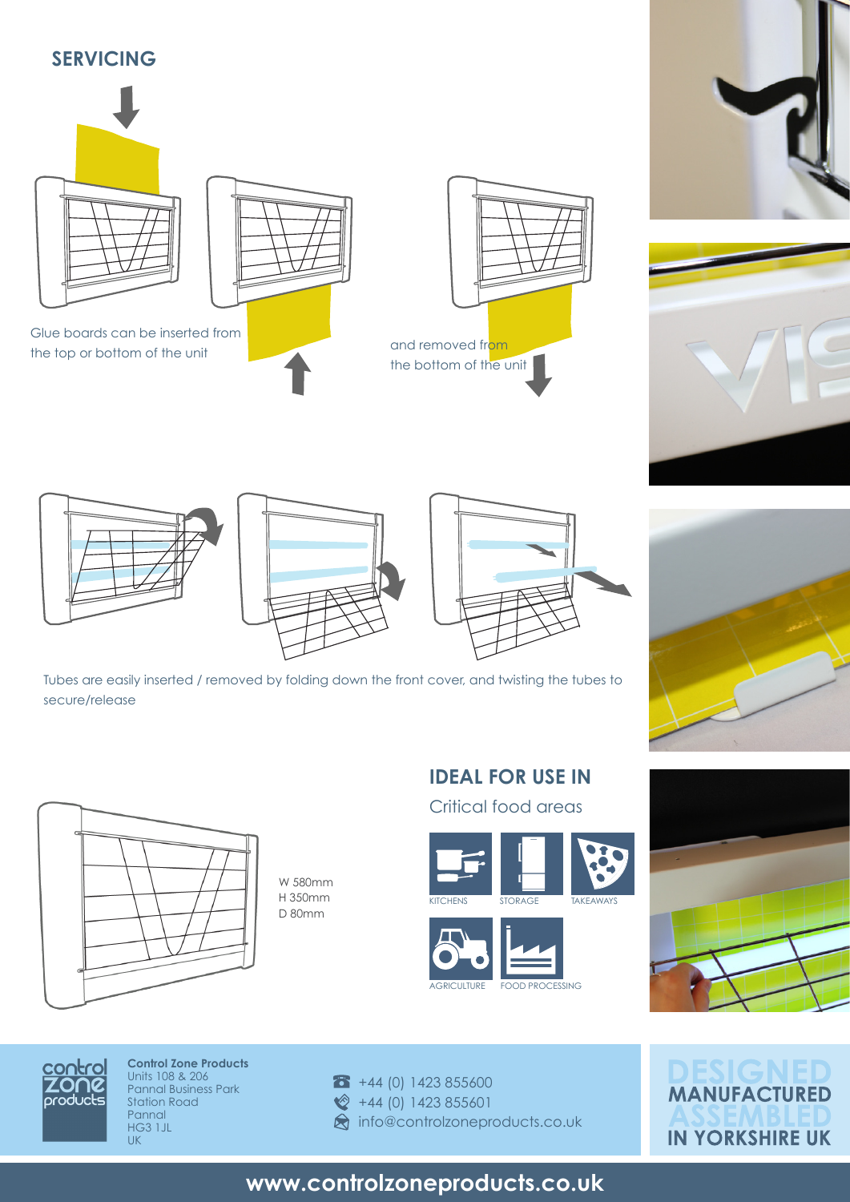## SERVICING

Glue boards can be inserted from the top or bottom of the unit

and removed from the bottom of the unit

Tubes are easily inserted / removed by folding down the front cover, and twisting the tubes to secure/release

W 580mm
H 350mm
D 80mm

## IDEAL FOR USE IN

Critical food areas

KITCHENS
STORAGE
TAKEAWAYS
AGRICULTURE
FOOD PROCESSING

**Control Zone Products**
Units 108 & 206
Pannal Business Park
Station Road
Pannal
HG3 1JL
UK

+44 (0) 1423 855600
+44 (0) 1423 855601
info@controlzoneproducts.co.uk

DESIGNED
MANUFACTURED
ASSEMBLED
IN YORKSHIRE UK

**www.controlzoneproducts.co.uk**